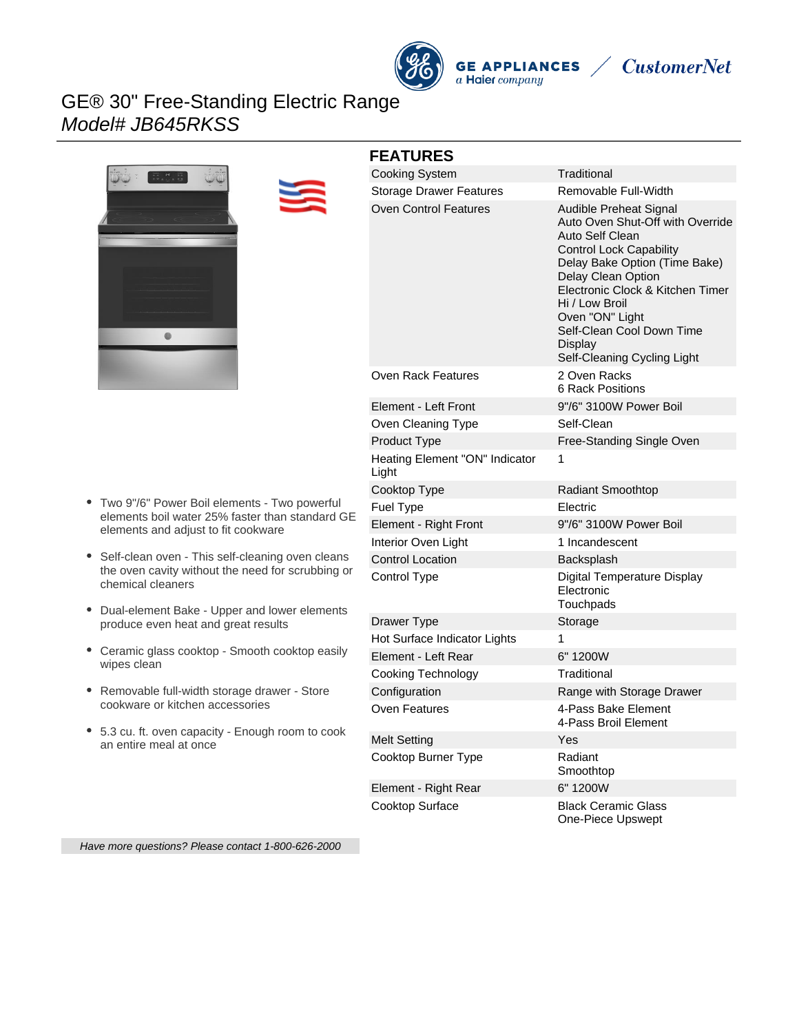# GE® 30" Free-Standing Electric Range

*Model# JB645RKSS*

- Two 9"/6" Power Boil elements - Two powerful elements boil water 25% faster than standard GE elements and adjust to fit cookware
- Self-clean oven - This self-cleaning oven cleans the oven cavity without the need for scrubbing or chemical cleaners
- Dual-element Bake - Upper and lower elements produce even heat and great results
- Ceramic glass cooktop - Smooth cooktop easily wipes clean
- Removable full-width storage drawer - Store cookware or kitchen accessories
- 5.3 cu. ft. oven capacity - Enough room to cook an entire meal at once

*Have more questions? Please contact 1-800-626-2000*

## FEATURES

| | |
|---|---|
| Cooking System | Traditional |
| Storage Drawer Features | Removable Full-Width |
| Oven Control Features | Audible Preheat Signal<br>Auto Oven Shut-Off with Override<br>Auto Self Clean<br>Control Lock Capability<br>Delay Bake Option (Time Bake)<br>Delay Clean Option<br>Electronic Clock & Kitchen Timer<br>Hi / Low Broil<br>Oven "ON" Light<br>Self-Clean Cool Down Time Display<br>Self-Cleaning Cycling Light |
| Oven Rack Features | 2 Oven Racks<br>6 Rack Positions |
| Element - Left Front | 9"/6" 3100W Power Boil |
| Oven Cleaning Type | Self-Clean |
| Product Type | Free-Standing Single Oven |
| Heating Element "ON" Indicator Light | 1 |
| Cooktop Type | Radiant Smoothtop |
| Fuel Type | Electric |
| Element - Right Front | 9"/6" 3100W Power Boil |
| Interior Oven Light | 1 Incandescent |
| Control Location | Backsplash |
| Control Type | Digital Temperature Display<br>Electronic<br>Touchpads |
| Drawer Type | Storage |
| Hot Surface Indicator Lights | 1 |
| Element - Left Rear | 6" 1200W |
| Cooking Technology | Traditional |
| Configuration | Range with Storage Drawer |
| Oven Features | 4-Pass Bake Element<br>4-Pass Broil Element |
| Melt Setting | Yes |
| Cooktop Burner Type | Radiant<br>Smoothtop |
| Element - Right Rear | 6" 1200W |
| Cooktop Surface | Black Ceramic Glass<br>One-Piece Upswept |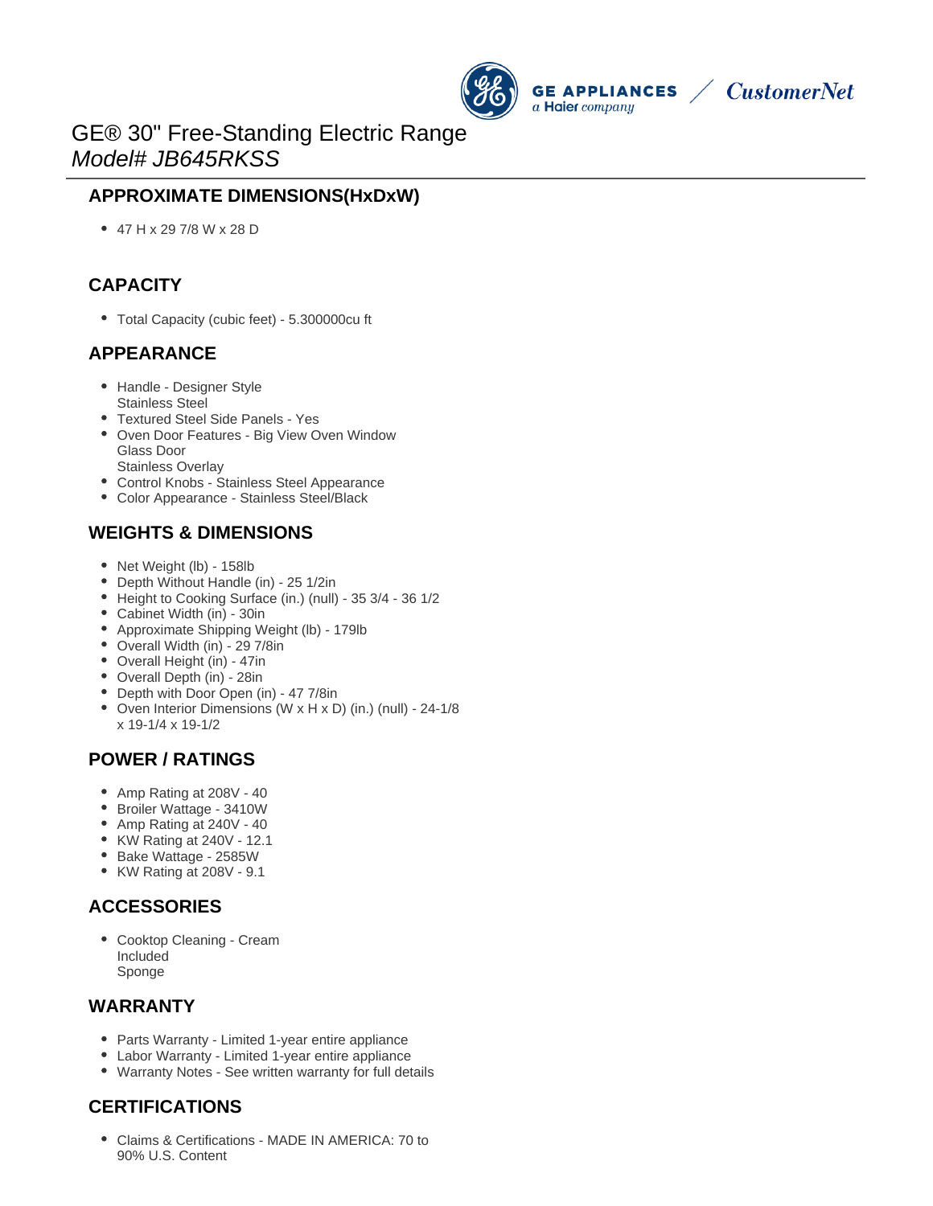# GE® 30" Free-Standing Electric Range
*Model# JB645RKSS*

## APPROXIMATE DIMENSIONS(HxDxW)

- 47 H x 29 7/8 W x 28 D

## CAPACITY

- Total Capacity (cubic feet) - 5.300000cu ft

## APPEARANCE

- Handle - Designer Style
  Stainless Steel
- Textured Steel Side Panels - Yes
- Oven Door Features - Big View Oven Window
  Glass Door
  Stainless Overlay
- Control Knobs - Stainless Steel Appearance
- Color Appearance - Stainless Steel/Black

## WEIGHTS & DIMENSIONS

- Net Weight (lb) - 158lb
- Depth Without Handle (in) - 25 1/2in
- Height to Cooking Surface (in.) (null) - 35 3/4 - 36 1/2
- Cabinet Width (in) - 30in
- Approximate Shipping Weight (lb) - 179lb
- Overall Width (in) - 29 7/8in
- Overall Height (in) - 47in
- Overall Depth (in) - 28in
- Depth with Door Open (in) - 47 7/8in
- Oven Interior Dimensions (W x H x D) (in.) (null) - 24-1/8
  x 19-1/4 x 19-1/2

## POWER / RATINGS

- Amp Rating at 208V - 40
- Broiler Wattage - 3410W
- Amp Rating at 240V - 40
- KW Rating at 240V - 12.1
- Bake Wattage - 2585W
- KW Rating at 208V - 9.1

## ACCESSORIES

- Cooktop Cleaning - Cream
  Included
  Sponge

## WARRANTY

- Parts Warranty - Limited 1-year entire appliance
- Labor Warranty - Limited 1-year entire appliance
- Warranty Notes - See written warranty for full details

## CERTIFICATIONS

- Claims & Certifications - MADE IN AMERICA: 70 to
  90% U.S. Content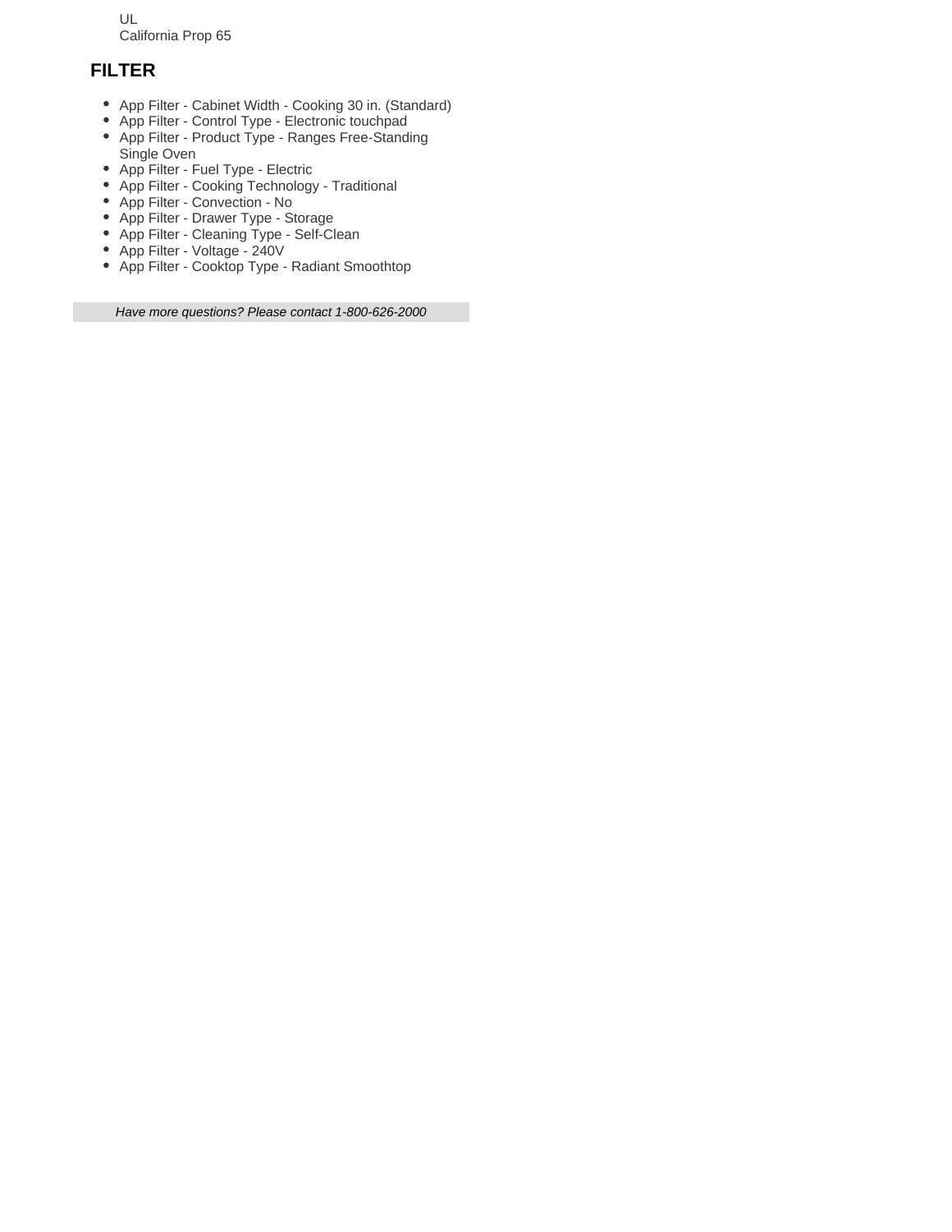UL
California Prop 65

## FILTER

- App Filter - Cabinet Width - Cooking 30 in. (Standard)
- App Filter - Control Type - Electronic touchpad
- App Filter - Product Type - Ranges Free-Standing Single Oven
- App Filter - Fuel Type - Electric
- App Filter - Cooking Technology - Traditional
- App Filter - Convection - No
- App Filter - Drawer Type - Storage
- App Filter - Cleaning Type - Self-Clean
- App Filter - Voltage - 240V
- App Filter - Cooktop Type - Radiant Smoothtop

*Have more questions? Please contact 1-800-626-2000*